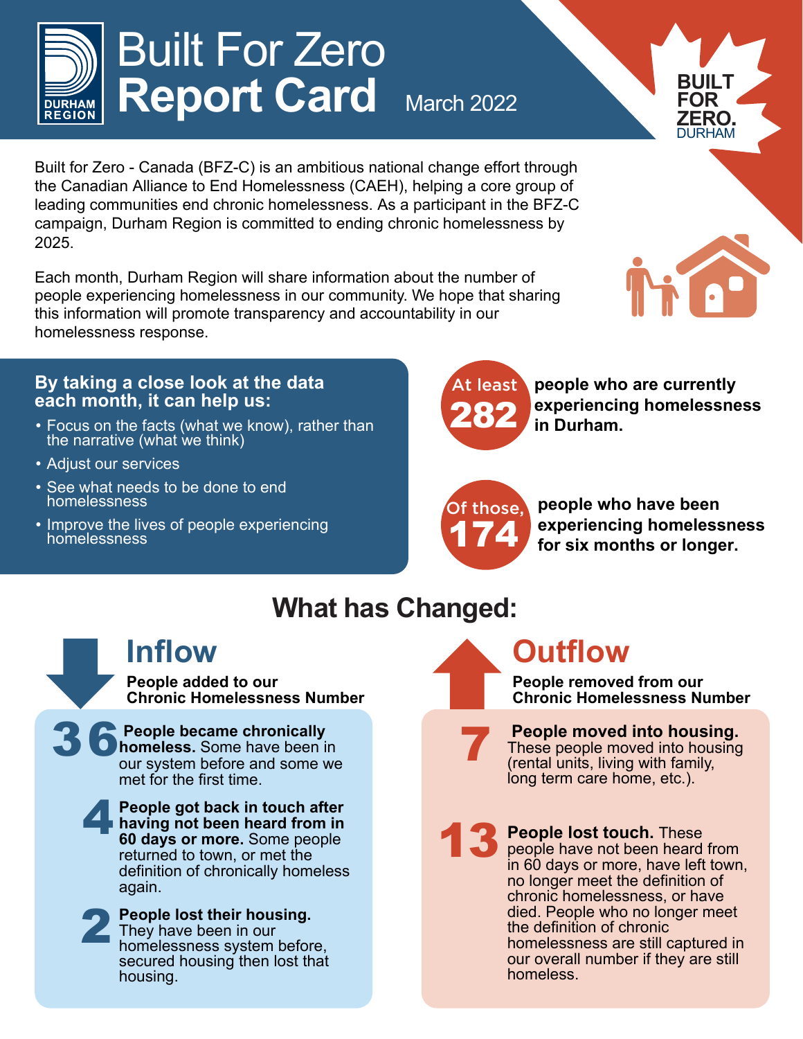# Built For Zero Report Card

March 2022

BUILT FOR ZERO. DURHAM

Built for Zero - Canada (BFZ-C) is an ambitious national change effort through the Canadian Alliance to End Homelessness (CAEH), helping a core group of leading communities end chronic homelessness. As a participant in the BFZ-C campaign, Durham Region is committed to ending chronic homelessness by 2025.

Each month, Durham Region will share information about the number of people experiencing homelessness in our community. We hope that sharing this information will promote transparency and accountability in our homelessness response.

**By taking a close look at the data each month, it can help us:**

- Focus on the facts (what we know), rather than the narrative (what we think)
- Adjust our services
- See what needs to be done to end homelessness
- Improve the lives of people experiencing homelessness

**At least 282** people who are currently experiencing homelessness in Durham.

**Of those, 174** people who have been experiencing homelessness for six months or longer.

## What has Changed:

### Inflow

**People added to our Chronic Homelessness Number**

**36** **People became chronically homeless.** Some have been in our system before and some we met for the first time.

**4** **People got back in touch after having not been heard from in 60 days or more.** Some people returned to town, or met the definition of chronically homeless again.

**2** **People lost their housing.** They have been in our homelessness system before, secured housing then lost that housing.

### Outflow

**People removed from our Chronic Homelessness Number**

**7** **People moved into housing.** These people moved into housing (rental units, living with family, long term care home, etc.).

**13** **People lost touch.** These people have not been heard from in 60 days or more, have left town, no longer meet the definition of chronic homelessness, or have died. People who no longer meet the definition of chronic homelessness are still captured in our overall number if they are still homeless.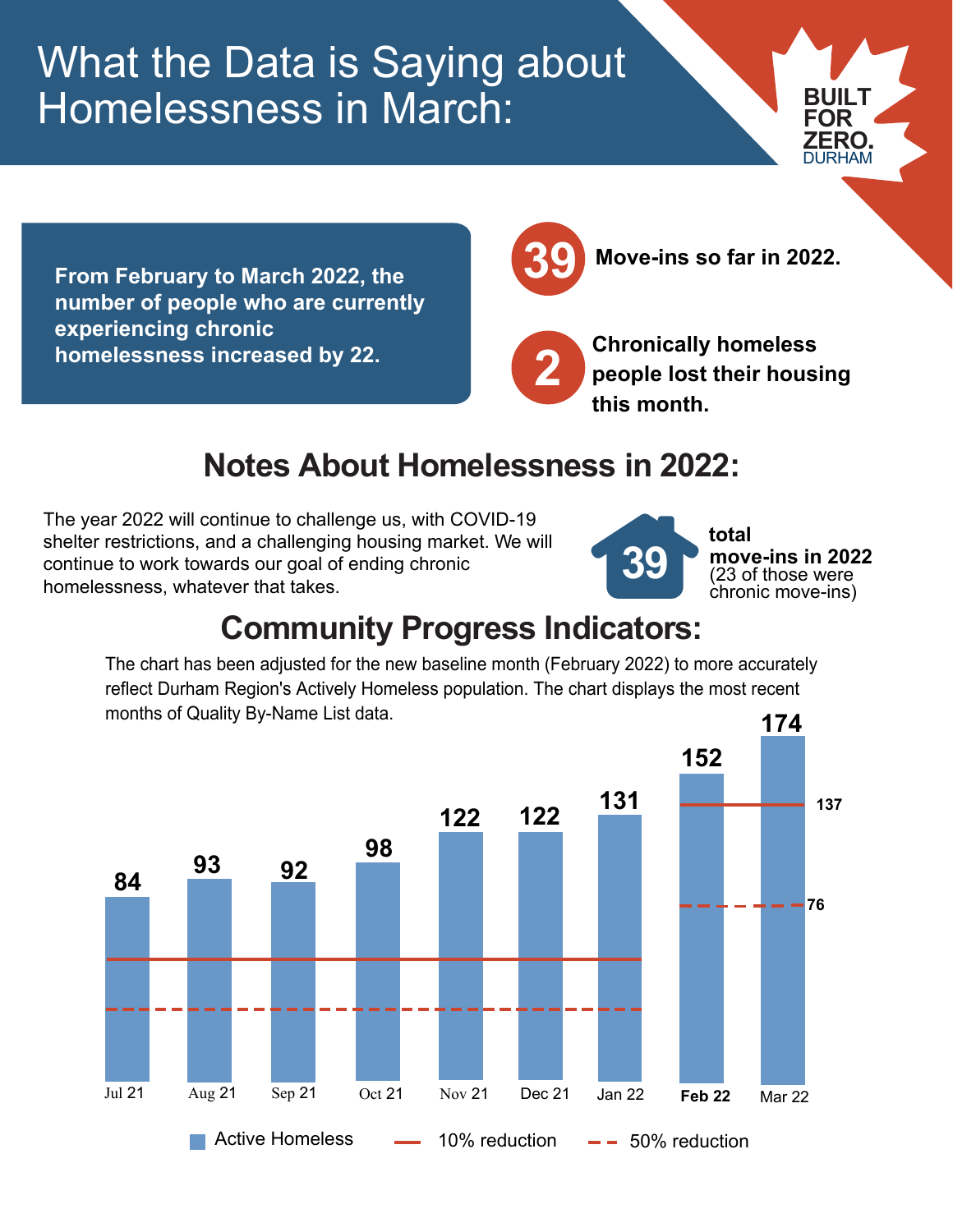# What the Data is Saying about Homelessness in March:

BUILT FOR ZERO. DURHAM

**From February to March 2022, the number of people who are currently experiencing chronic homelessness increased by 22.**

**39** **Move-ins so far in 2022.**

**2** **Chronically homeless people lost their housing this month.**

## Notes About Homelessness in 2022:

The year 2022 will continue to challenge us, with COVID-19 shelter restrictions, and a challenging housing market. We will continue to work towards our goal of ending chronic homelessness, whatever that takes.

**39** **total move-ins in 2022** (23 of those were chronic move-ins)

## Community Progress Indicators:

The chart has been adjusted for the new baseline month (February 2022) to more accurately reflect Durham Region's Actively Homeless population. The chart displays the most recent months of Quality By-Name List data.

84
93
92
98
122
122
131
152
174
137
76

Jul 21
Aug 21
Sep 21
Oct 21
Nov 21
Dec 21
Jan 22
**Feb 22**
Mar 22

Active Homeless
10% reduction
50% reduction